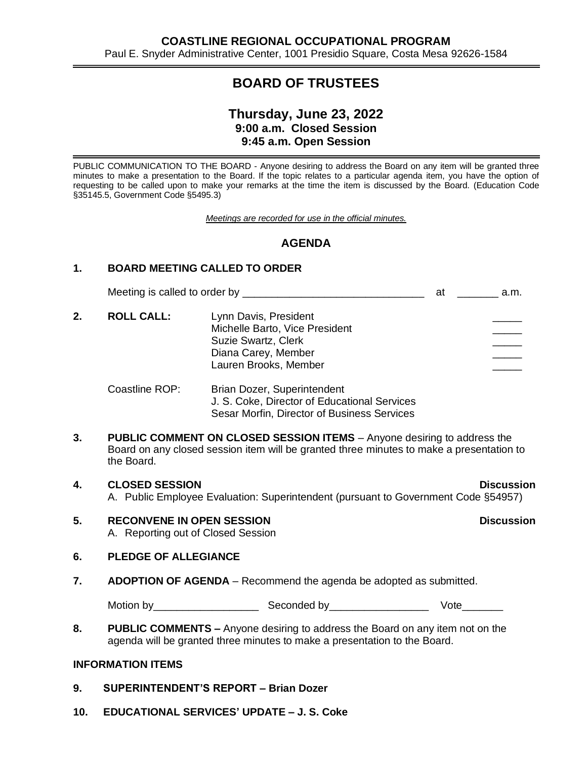**COASTLINE REGIONAL OCCUPATIONAL PROGRAM**

Paul E. Snyder Administrative Center, 1001 Presidio Square, Costa Mesa 92626-1584

# BOARD OF TRUSTEES

## Thursday, June 23, 2022

**9:00 a.m. Closed Session**

**9:45 a.m. Open Session**

PUBLIC COMMUNICATION TO THE BOARD - Anyone desiring to address the Board on any item will be granted three minutes to make a presentation to the Board. If the topic relates to a particular agenda item, you have the option of requesting to be called upon to make your remarks at the time the item is discussed by the Board. (Education Code §35145.5, Government Code §5495.3)

*Meetings are recorded for use in the official minutes.*

## AGENDA

**1. BOARD MEETING CALLED TO ORDER**

Meeting is called to order by _______________________________ at _______ a.m.

**2. ROLL CALL:**

| | |
|---|---|
| Lynn Davis, President | _____ |
| Michelle Barto, Vice President | _____ |
| Suzie Swartz, Clerk | _____ |
| Diana Carey, Member | _____ |
| Lauren Brooks, Member | _____ |

Coastline ROP:
- Brian Dozer, Superintendent
- J. S. Coke, Director of Educational Services
- Sesar Morfin, Director of Business Services

**3. PUBLIC COMMENT ON CLOSED SESSION ITEMS** – Anyone desiring to address the Board on any closed session item will be granted three minutes to make a presentation to the Board.

**4. CLOSED SESSION** — **Discussion**

A. Public Employee Evaluation: Superintendent (pursuant to Government Code §54957)

**5. RECONVENE IN OPEN SESSION** — **Discussion**

A. Reporting out of Closed Session

**6. PLEDGE OF ALLEGIANCE**

**7. ADOPTION OF AGENDA** – Recommend the agenda be adopted as submitted.

Motion by__________________ Seconded by_________________ Vote_______

**8. PUBLIC COMMENTS –** Anyone desiring to address the Board on any item not on the agenda will be granted three minutes to make a presentation to the Board.

**INFORMATION ITEMS**

**9. SUPERINTENDENT'S REPORT – Brian Dozer**

**10. EDUCATIONAL SERVICES' UPDATE – J. S. Coke**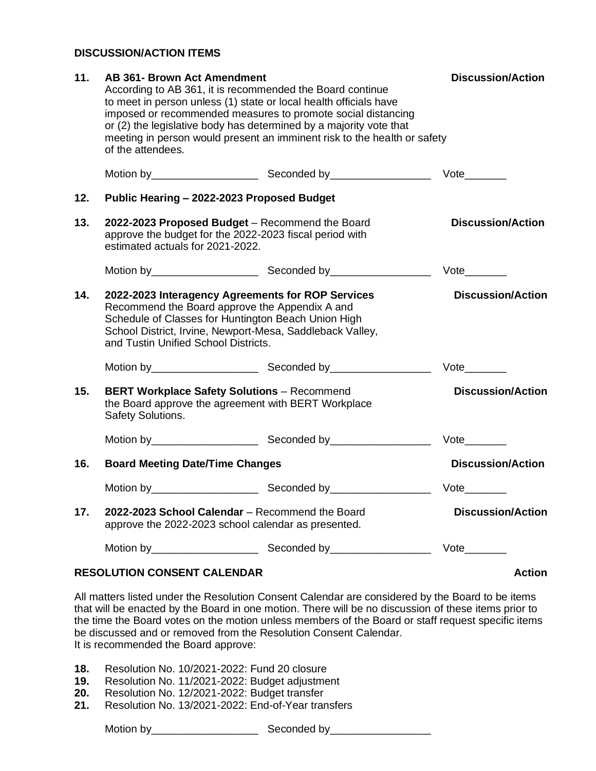## DISCUSSION/ACTION ITEMS

**11. AB 361- Brown Act Amendment** **Discussion/Action**

According to AB 361, it is recommended the Board continue to meet in person unless (1) state or local health officials have imposed or recommended measures to promote social distancing or (2) the legislative body has determined by a majority vote that meeting in person would present an imminent risk to the health or safety of the attendees.

Motion by__________________ Seconded by_________________ Vote_______

**12. Public Hearing – 2022-2023 Proposed Budget**

**13. 2022-2023 Proposed Budget** – Recommend the Board approve the budget for the 2022-2023 fiscal period with estimated actuals for 2021-2022. **Discussion/Action**

Motion by__________________ Seconded by_________________ Vote_______

**14. 2022-2023 Interagency Agreements for ROP Services** **Discussion/Action**

Recommend the Board approve the Appendix A and Schedule of Classes for Huntington Beach Union High School District, Irvine, Newport-Mesa, Saddleback Valley, and Tustin Unified School Districts.

Motion by__________________ Seconded by_________________ Vote_______

**15. BERT Workplace Safety Solutions** – Recommend the Board approve the agreement with BERT Workplace Safety Solutions. **Discussion/Action**

Motion by__________________ Seconded by_________________ Vote_______

**16. Board Meeting Date/Time Changes** **Discussion/Action**

Motion by__________________ Seconded by_________________ Vote_______

**17. 2022-2023 School Calendar** – Recommend the Board approve the 2022-2023 school calendar as presented. **Discussion/Action**

Motion by__________________ Seconded by_________________ Vote_______

## RESOLUTION CONSENT CALENDAR **Action**

All matters listed under the Resolution Consent Calendar are considered by the Board to be items that will be enacted by the Board in one motion. There will be no discussion of these items prior to the time the Board votes on the motion unless members of the Board or staff request specific items be discussed and or removed from the Resolution Consent Calendar.
It is recommended the Board approve:

**18.** Resolution No. 10/2021-2022: Fund 20 closure
**19.** Resolution No. 11/2021-2022: Budget adjustment
**20.** Resolution No. 12/2021-2022: Budget transfer
**21.** Resolution No. 13/2021-2022: End-of-Year transfers

Motion by__________________ Seconded by_________________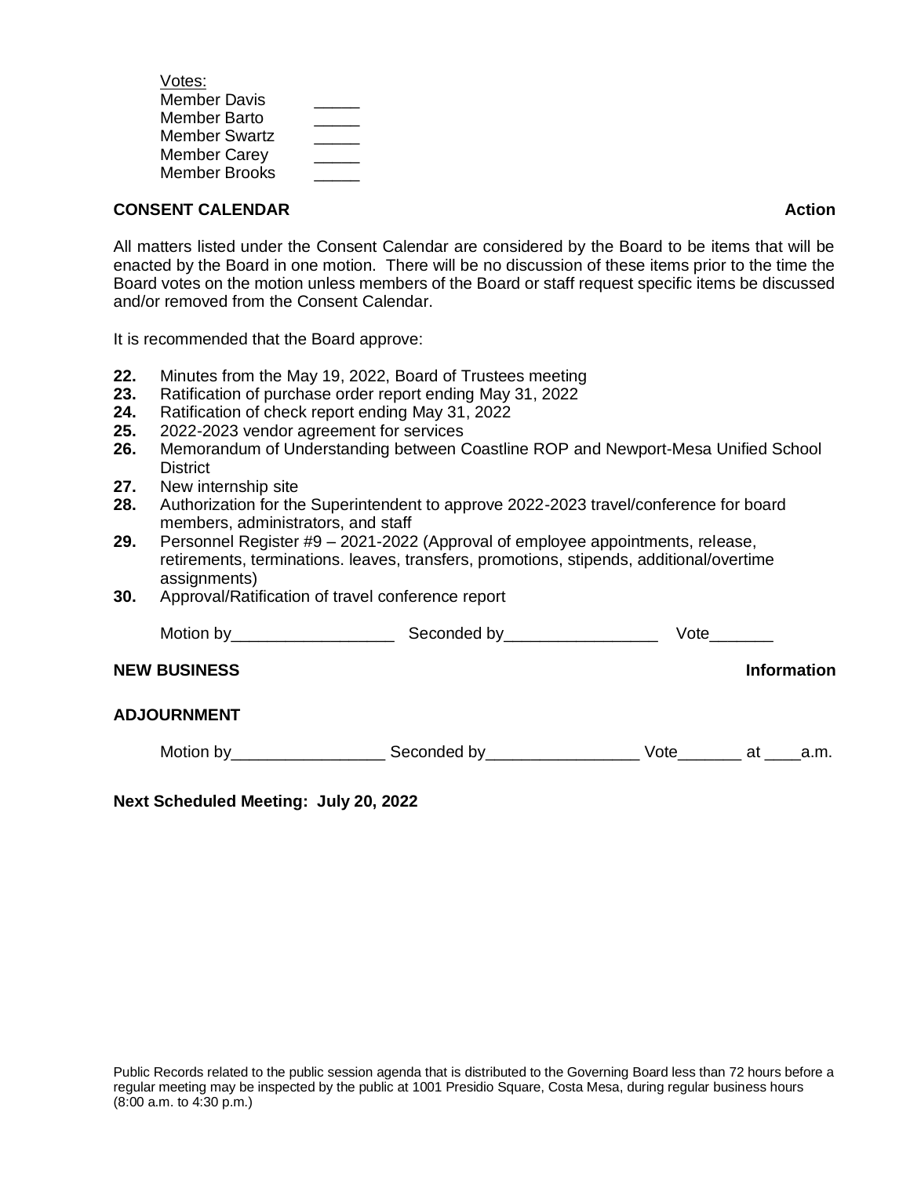Votes:
Member Davis _____
Member Barto _____
Member Swartz _____
Member Carey _____
Member Brooks _____

**CONSENT CALENDAR** **Action**

All matters listed under the Consent Calendar are considered by the Board to be items that will be enacted by the Board in one motion. There will be no discussion of these items prior to the time the Board votes on the motion unless members of the Board or staff request specific items be discussed and/or removed from the Consent Calendar.

It is recommended that the Board approve:

**22.** Minutes from the May 19, 2022, Board of Trustees meeting
**23.** Ratification of purchase order report ending May 31, 2022
**24.** Ratification of check report ending May 31, 2022
**25.** 2022-2023 vendor agreement for services
**26.** Memorandum of Understanding between Coastline ROP and Newport-Mesa Unified School District
**27.** New internship site
**28.** Authorization for the Superintendent to approve 2022-2023 travel/conference for board members, administrators, and staff
**29.** Personnel Register #9 – 2021-2022 (Approval of employee appointments, release, retirements, terminations. leaves, transfers, promotions, stipends, additional/overtime assignments)
**30.** Approval/Ratification of travel conference report

Motion by__________________ Seconded by_________________ Vote_______

**NEW BUSINESS** **Information**

**ADJOURNMENT**

Motion by_________________ Seconded by_________________ Vote_______ at ____a.m.

**Next Scheduled Meeting: July 20, 2022**

Public Records related to the public session agenda that is distributed to the Governing Board less than 72 hours before a regular meeting may be inspected by the public at 1001 Presidio Square, Costa Mesa, during regular business hours (8:00 a.m. to 4:30 p.m.)